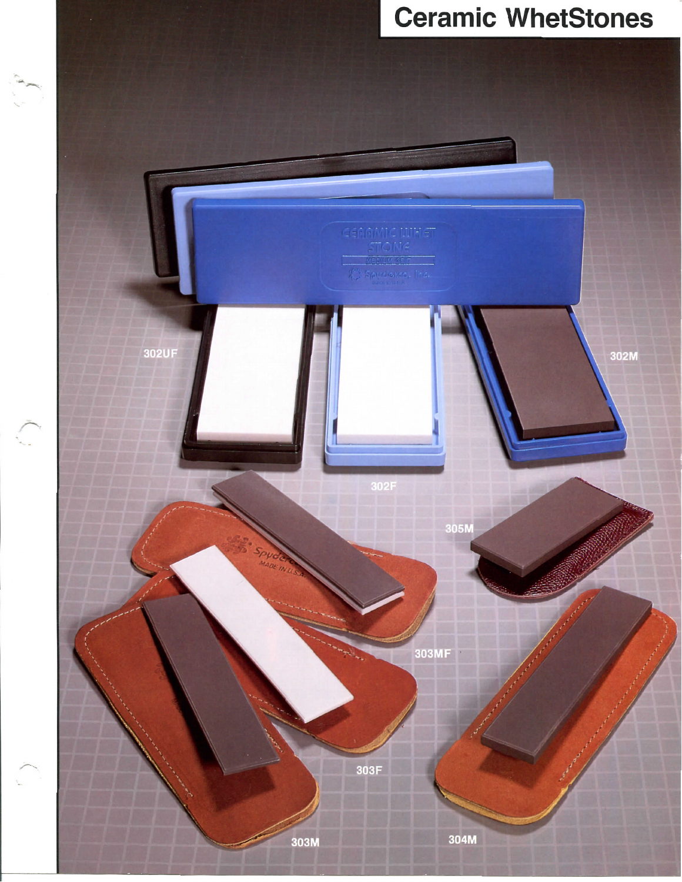# Ceramic WhetStones

302UF

302F

302M

305M

303MF

303F

303M

304M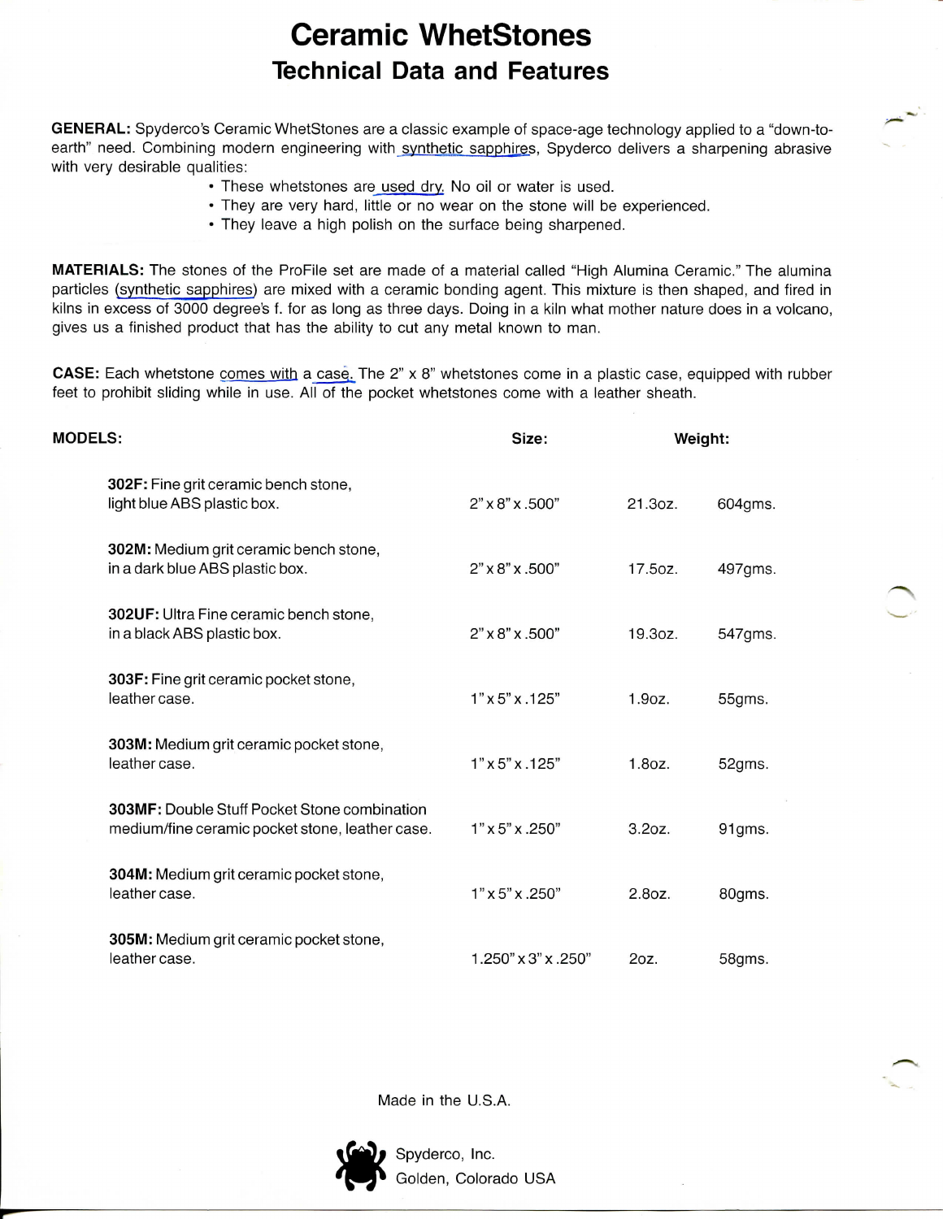# Ceramic WhetStones

## Technical Data and Features

**GENERAL:** Spyderco's Ceramic WhetStones are a classic example of space-age technology applied to a "down-to-earth" need. Combining modern engineering with synthetic sapphires, Spyderco delivers a sharpening abrasive with very desirable qualities:

- These whetstones are used dry. No oil or water is used.
- They are very hard, little or no wear on the stone will be experienced.
- They leave a high polish on the surface being sharpened.

**MATERIALS:** The stones of the ProFile set are made of a material called "High Alumina Ceramic." The alumina particles (synthetic sapphires) are mixed with a ceramic bonding agent. This mixture is then shaped, and fired in kilns in excess of 3000 degree's f. for as long as three days. Doing in a kiln what mother nature does in a volcano, gives us a finished product that has the ability to cut any metal known to man.

**CASE:** Each whetstone comes with a case. The 2" x 8" whetstones come in a plastic case, equipped with rubber feet to prohibit sliding while in use. All of the pocket whetstones come with a leather sheath.

| MODELS: | Size: | Weight: | |
|---|---|---|---|
| **302F:** Fine grit ceramic bench stone, light blue ABS plastic box. | 2" x 8" x .500" | 21.3oz. | 604gms. |
| **302M:** Medium grit ceramic bench stone, in a dark blue ABS plastic box. | 2" x 8" x .500" | 17.5oz. | 497gms. |
| **302UF:** Ultra Fine ceramic bench stone, in a black ABS plastic box. | 2" x 8" x .500" | 19.3oz. | 547gms. |
| **303F:** Fine grit ceramic pocket stone, leather case. | 1" x 5" x .125" | 1.9oz. | 55gms. |
| **303M:** Medium grit ceramic pocket stone, leather case. | 1" x 5" x .125" | 1.8oz. | 52gms. |
| **303MF:** Double Stuff Pocket Stone combination medium/fine ceramic pocket stone, leather case. | 1" x 5" x .250" | 3.2oz. | 91gms. |
| **304M:** Medium grit ceramic pocket stone, leather case. | 1" x 5" x .250" | 2.8oz. | 80gms. |
| **305M:** Medium grit ceramic pocket stone, leather case. | 1.250" x 3" x .250" | 2oz. | 58gms. |

Made in the U.S.A.

Spyderco, Inc.
Golden, Colorado USA